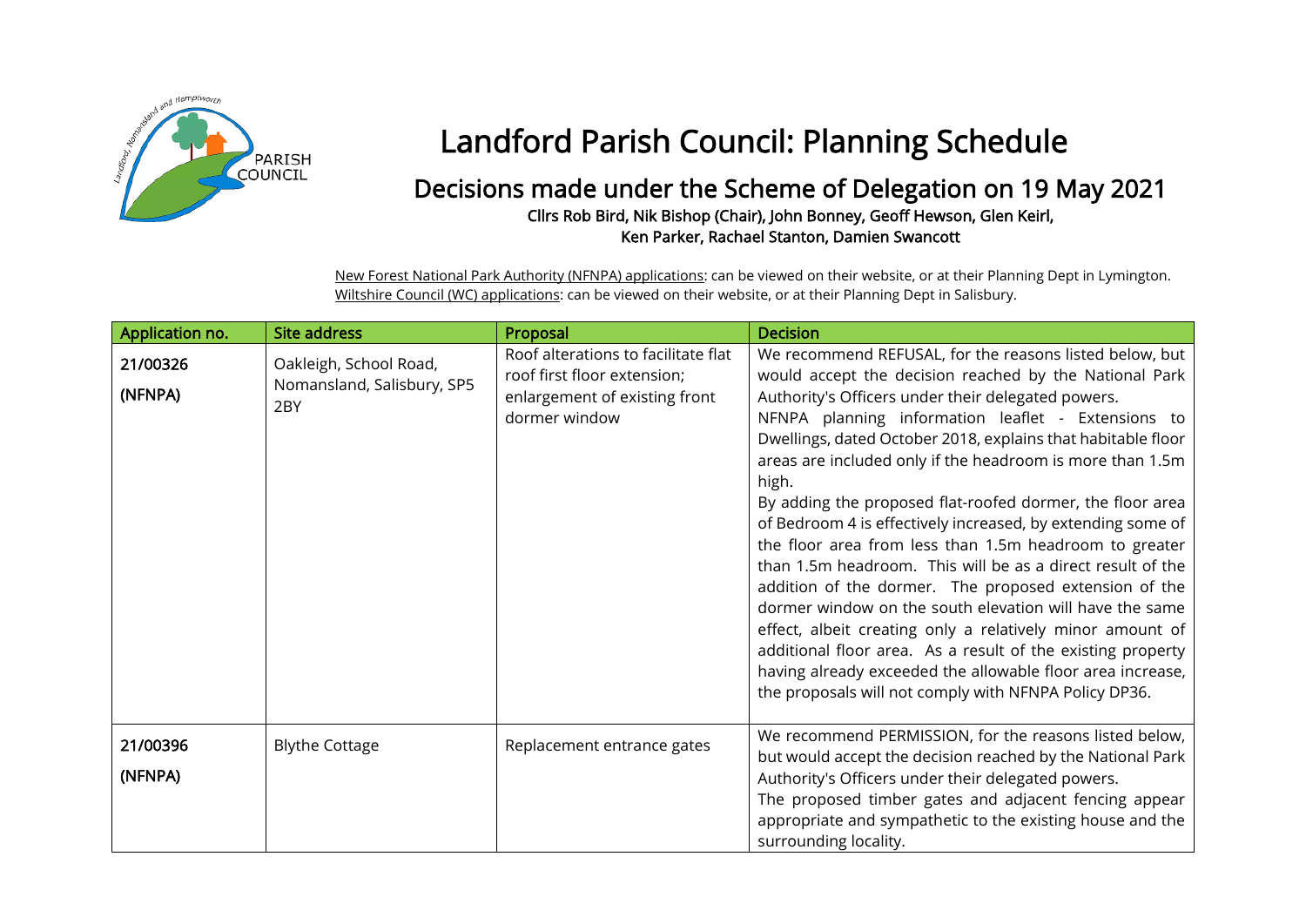# Landford Parish Council: Planning Schedule

## Decisions made under the Scheme of Delegation on 19 May 2021

**Cllrs Rob Bird, Nik Bishop (Chair), John Bonney, Geoff Hewson, Glen Keirl, Ken Parker, Rachael Stanton, Damien Swancott**

New Forest National Park Authority (NFNPA) applications: can be viewed on their website, or at their Planning Dept in Lymington.
Wiltshire Council (WC) applications: can be viewed on their website, or at their Planning Dept in Salisbury.

| Application no. | Site address | Proposal | Decision |
|---|---|---|---|
| 21/00326 (NFNPA) | Oakleigh, School Road, Nomansland, Salisbury, SP5 2BY | Roof alterations to facilitate flat roof first floor extension; enlargement of existing front dormer window | We recommend REFUSAL, for the reasons listed below, but would accept the decision reached by the National Park Authority's Officers under their delegated powers.<br>NFNPA planning information leaflet - Extensions to Dwellings, dated October 2018, explains that habitable floor areas are included only if the headroom is more than 1.5m high.<br>By adding the proposed flat-roofed dormer, the floor area of Bedroom 4 is effectively increased, by extending some of the floor area from less than 1.5m headroom to greater than 1.5m headroom. This will be as a direct result of the addition of the dormer. The proposed extension of the dormer window on the south elevation will have the same effect, albeit creating only a relatively minor amount of additional floor area. As a result of the existing property having already exceeded the allowable floor area increase, the proposals will not comply with NFNPA Policy DP36. |
| 21/00396 (NFNPA) | Blythe Cottage | Replacement entrance gates | We recommend PERMISSION, for the reasons listed below, but would accept the decision reached by the National Park Authority's Officers under their delegated powers.<br>The proposed timber gates and adjacent fencing appear appropriate and sympathetic to the existing house and the surrounding locality. |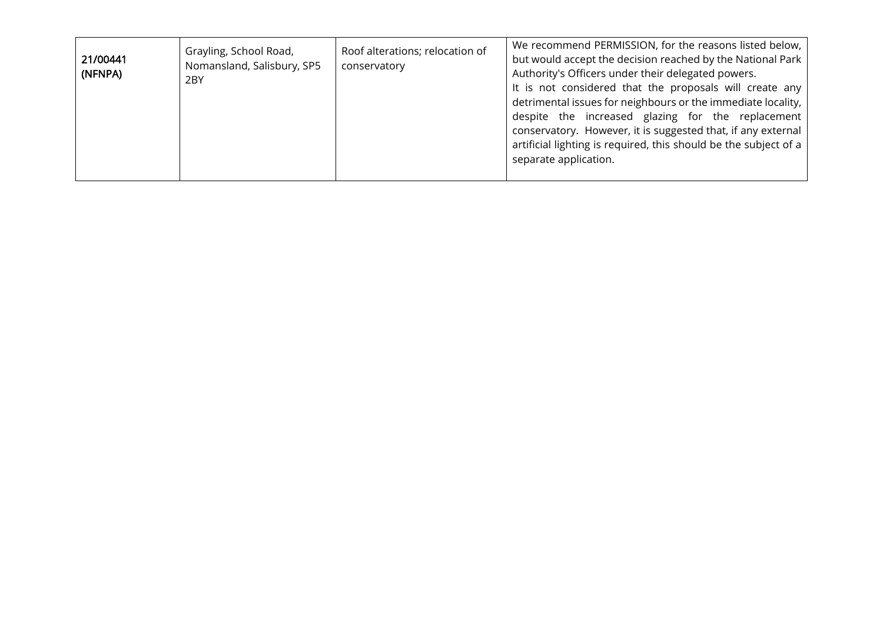| | | | |
|---|---|---|---|
| **21/00441 (NFNPA)** | Grayling, School Road, Nomansland, Salisbury, SP5 2BY | Roof alterations; relocation of conservatory | We recommend PERMISSION, for the reasons listed below, but would accept the decision reached by the National Park Authority's Officers under their delegated powers.<br>It is not considered that the proposals will create any detrimental issues for neighbours or the immediate locality, despite the increased glazing for the replacement conservatory. However, it is suggested that, if any external artificial lighting is required, this should be the subject of a separate application. |